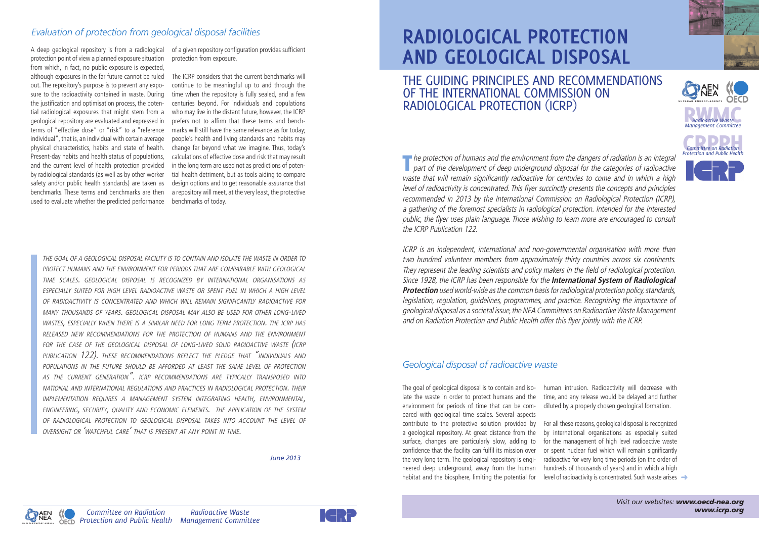# RADIOLOGICAL PROTECTION AND GEOLOGICAL DISPOSAL

## THE GUIDING PRINCIPLES AND RECOMMENDATIONS OF THE INTERNATIONAL COMMISSION ON RADIOLOGICAL PROTECTION (ICRP)

*The protection of humans and the environment from the dangers of radiation is an integral part of the development of deep underground disposal for the categories of radioactive waste that will remain significantly radioactive for centuries to come and in which a high level of radioactivity is concentrated. This flyer succinctly presents the concepts and principles recommended in 2013 by the International Commission on Radiological Protection (ICRP), a gathering of the foremost specialists in radiological protection. Intended for the interested public, the flyer uses plain language. Those wishing to learn more are encouraged to consult the ICRP Publication 122.*

*ICRP is an independent, international and non-governmental organisation with more than two hundred volunteer members from approximately thirty countries across six continents. They represent the leading scientists and policy makers in the field of radiological protection. Since 1928, the ICRP has been responsible for the* ***International System of Radiological Protection*** *used world-wide as the common basis for radiological protection policy, standards, legislation, regulation, guidelines, programmes, and practice. Recognizing the importance of geological disposal as a societal issue, the NEA Committees on Radioactive Waste Management and on Radiation Protection and Public Health offer this flyer jointly with the ICRP.*

## *Geological disposal of radioactive waste*

The goal of geological disposal is to contain and isolate the waste in order to protect humans and the environment for periods of time that can be compared with geological time scales. Several aspects contribute to the protective solution provided by a geological repository. At great distance from the surface, changes are particularly slow, adding to confidence that the facility can fulfil its mission over the very long term. The geological repository is engineered deep underground, away from the human habitat and the biosphere, limiting the potential for human intrusion. Radioactivity will decrease with time, and any release would be delayed and further diluted by a properly chosen geological formation.

For all these reasons, geological disposal is recognized by international organisations as especially suited for the management of high level radioactive waste or spent nuclear fuel which will remain significantly radioactive for very long time periods (on the order of hundreds of thousands of years) and in which a high level of radioactivity is concentrated. Such waste arises →

## *Evaluation of protection from geological disposal facilities*

A deep geological repository is from a radiological protection point of view a planned exposure situation from which, in fact, no public exposure is expected, although exposures in the far future cannot be ruled out. The repository's purpose is to prevent any exposure to the radioactivity contained in waste. During the justification and optimisation process, the potential radiological exposures that might stem from a geological repository are evaluated and expressed in terms of "effective dose" or "risk" to a "reference individual", that is, an individual with certain average physical characteristics, habits and state of health. Present-day habits and health status of populations, and the current level of health protection provided by radiological standards (as well as by other worker safety and/or public health standards) are taken as benchmarks. These terms and benchmarks are then used to evaluate whether the predicted performance of a given repository configuration provides sufficient protection from exposure.

The ICRP considers that the current benchmarks will continue to be meaningful up to and through the time when the repository is fully sealed, and a few centuries beyond. For individuals and populations who may live in the distant future, however, the ICRP prefers not to affirm that these terms and benchmarks will still have the same relevance as for today; people's health and living standards and habits may change far beyond what we imagine. Thus, today's calculations of effective dose and risk that may result in the long term are used not as predictions of potential health detriment, but as tools aiding to compare design options and to get reasonable assurance that a repository will meet, at the very least, the protective benchmarks of today.

*THE GOAL OF A GEOLOGICAL DISPOSAL FACILITY IS TO CONTAIN AND ISOLATE THE WASTE IN ORDER TO PROTECT HUMANS AND THE ENVIRONMENT FOR PERIODS THAT ARE COMPARABLE WITH GEOLOGICAL TIME SCALES. GEOLOGICAL DISPOSAL IS RECOGNIZED BY INTERNATIONAL ORGANISATIONS AS ESPECIALLY SUITED FOR HIGH LEVEL RADIOACTIVE WASTE OR SPENT FUEL IN WHICH A HIGH LEVEL OF RADIOACTIVITY IS CONCENTRATED AND WHICH WILL REMAIN SIGNIFICANTLY RADIOACTIVE FOR MANY THOUSANDS OF YEARS. GEOLOGICAL DISPOSAL MAY ALSO BE USED FOR OTHER LONG-LIVED WASTES, ESPECIALLY WHEN THERE IS A SIMILAR NEED FOR LONG TERM PROTECTION. THE ICRP HAS RELEASED NEW RECOMMENDATIONS FOR THE PROTECTION OF HUMANS AND THE ENVIRONMENT FOR THE CASE OF THE GEOLOGICAL DISPOSAL OF LONG-LIVED SOLID RADIOACTIVE WASTE (ICRP PUBLICATION 122). THESE RECOMMENDATIONS REFLECT THE PLEDGE THAT "INDIVIDUALS AND POPULATIONS IN THE FUTURE SHOULD BE AFFORDED AT LEAST THE SAME LEVEL OF PROTECTION AS THE CURRENT GENERATION". ICRP RECOMMENDATIONS ARE TYPICALLY TRANSPOSED INTO NATIONAL AND INTERNATIONAL REGULATIONS AND PRACTICES IN RADIOLOGICAL PROTECTION. THEIR IMPLEMENTATION REQUIRES A MANAGEMENT SYSTEM INTEGRATING HEALTH, ENVIRONMENTAL, ENGINEERING, SECURITY, QUALITY AND ECONOMIC ELEMENTS. THE APPLICATION OF THE SYSTEM OF RADIOLOGICAL PROTECTION TO GEOLOGICAL DISPOSAL TAKES INTO ACCOUNT THE LEVEL OF OVERSIGHT OR 'WATCHFUL CARE' THAT IS PRESENT AT ANY POINT IN TIME.*

*June 2013*

*Committee on Radiation Protection and Public Health* — *Radioactive Waste Management Committee*

*Visit our websites:* ***www.oecd-nea.org*** ***www.icrp.org***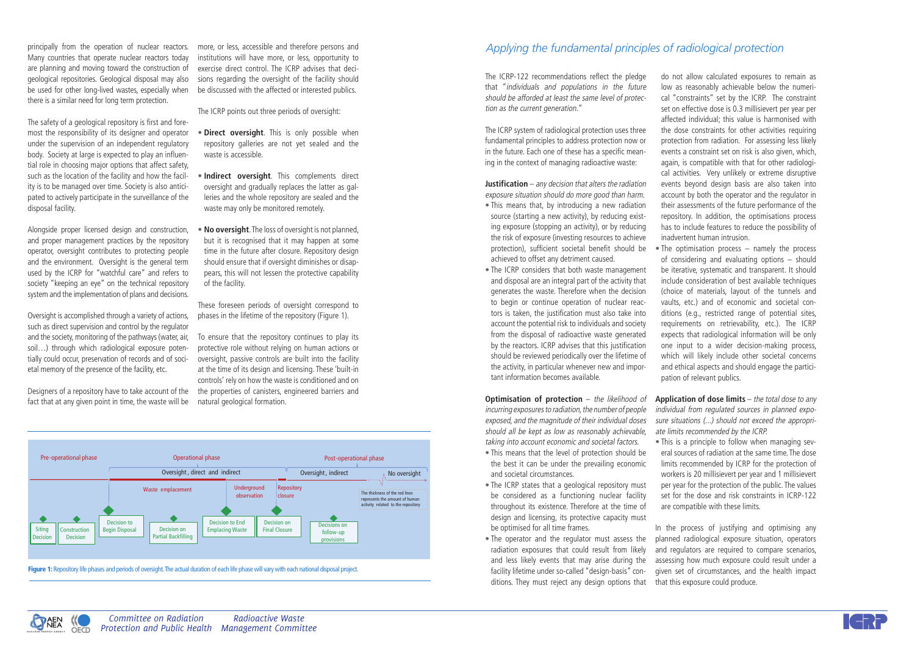principally from the operation of nuclear reactors. Many countries that operate nuclear reactors today are planning and moving toward the construction of geological repositories. Geological disposal may also be used for other long-lived wastes, especially when there is a similar need for long term protection.

The safety of a geological repository is first and foremost the responsibility of its designer and operator under the supervision of an independent regulatory body. Society at large is expected to play an influential role in choosing major options that affect safety, such as the location of the facility and how the facility is to be managed over time. Society is also anticipated to actively participate in the surveillance of the disposal facility.

Alongside proper licensed design and construction, and proper management practices by the repository operator, oversight contributes to protecting people and the environment. Oversight is the general term used by the ICRP for "watchful care" and refers to society "keeping an eye" on the technical repository system and the implementation of plans and decisions.

Oversight is accomplished through a variety of actions, such as direct supervision and control by the regulator and the society, monitoring of the pathways (water, air, soil…) through which radiological exposure potentially could occur, preservation of records and of societal memory of the presence of the facility, etc.

Designers of a repository have to take account of the fact that at any given point in time, the waste will be more, or less, accessible and therefore persons and institutions will have more, or less, opportunity to exercise direct control. The ICRP advises that decisions regarding the oversight of the facility should be discussed with the affected or interested publics.

The ICRP points out three periods of oversight:

- **Direct oversight**. This is only possible when repository galleries are not yet sealed and the waste is accessible.
- **Indirect oversight**. This complements direct oversight and gradually replaces the latter as galleries and the whole repository are sealed and the waste may only be monitored remotely.
- **No oversight**. The loss of oversight is not planned, but it is recognised that it may happen at some time in the future after closure. Repository design should ensure that if oversight diminishes or disappears, this will not lessen the protective capability of the facility.

These foreseen periods of oversight correspond to phases in the lifetime of the repository (Figure 1).

To ensure that the repository continues to play its protective role without relying on human actions or oversight, passive controls are built into the facility at the time of its design and licensing. These 'built-in controls' rely on how the waste is conditioned and on the properties of canisters, engineered barriers and natural geological formation.

Pre-operational phase
Operational phase
Post-operational phase
Oversight, direct and indirect
Oversight, indirect
No oversight
Waste emplacement
Underground observation
Repository closure
The thickness of the red lines represents the amount of human activity related to the repository
Siting Decision
Construction Decision
Decision to Begin Disposal
Decision on Partial Backfilling
Decision to End Emplacing Waste
Decision on Final Closure
Decisions on follow-up provisions

**Figure 1:** Repository life phases and periods of oversight. The actual duration of each life phase will vary with each national disposal project.

## Applying the fundamental principles of radiological protection

The ICRP-122 recommendations reflect the pledge that "*individuals and populations in the future should be afforded at least the same level of protection as the current generation.*"

The ICRP system of radiological protection uses three fundamental principles to address protection now or in the future. Each one of these has a specific meaning in the context of managing radioactive waste:

**Justification** – *any decision that alters the radiation exposure situation should do more good than harm.*

- This means that, by introducing a new radiation source (starting a new activity), by reducing existing exposure (stopping an activity), or by reducing the risk of exposure (investing resources to achieve protection), sufficient societal benefit should be achieved to offset any detriment caused.
- The ICRP considers that both waste management and disposal are an integral part of the activity that generates the waste. Therefore when the decision to begin or continue operation of nuclear reactors is taken, the justification must also take into account the potential risk to individuals and society from the disposal of radioactive waste generated by the reactors. ICRP advises that this justification should be reviewed periodically over the lifetime of the activity, in particular whenever new and important information becomes available.

**Optimisation of protection** – *the likelihood of incurring exposures to radiation, the number of people exposed, and the magnitude of their individual doses should all be kept as low as reasonably achievable, taking into account economic and societal factors.*

- This means that the level of protection should be the best it can be under the prevailing economic and societal circumstances.
- The ICRP states that a geological repository must be considered as a functioning nuclear facility throughout its existence. Therefore at the time of design and licensing, its protective capacity must be optimised for all time frames.
- The operator and the regulator must assess the radiation exposures that could result from likely and less likely events that may arise during the facility lifetime under so-called "design-basis" conditions. They must reject any design options that do not allow calculated exposures to remain as low as reasonably achievable below the numerical "constraints" set by the ICRP. The constraint set on effective dose is 0.3 millisievert per year per affected individual; this value is harmonised with the dose constraints for other activities requiring protection from radiation. For less likely events a constraint set on risk is also given, which, again, is compatible with that for other radiological activities. Very unlikely or extreme disruptive events beyond design basis are also taken into account by both the operator and the regulator in their assessments of the future performance of the repository. In addition, the optimisations process has to include features to reduce the possibility of inadvertent human intrusion.
- The optimisation process – namely the process of considering and evaluating options – should be iterative, systematic and transparent. It should include consideration of best available techniques (choice of materials, layout of the tunnels and vaults, etc.) and of economic and societal conditions (e.g., restricted range of potential sites, requirements on retrievability, etc.). The ICRP expects that radiological information will be only one input to a wider decision-making process, which will likely include other societal concerns and ethical aspects and should engage the participation of relevant publics.

**Application of dose limits** – *the total dose to any individual from regulated sources in planned exposure situations (...) should not exceed the appropriate limits recommended by the ICRP.*

- This is a principle to follow when managing several sources of radiation at the same time. The dose limits recommended by ICRP for the protection of workers is 20 millisievert per year and 1 millisievert per year for the protection of the public. The values set for the dose and risk constraints in ICRP-122 are compatible with these limits.

In the process of justifying and optimising any planned radiological exposure situation, operators and regulators are required to compare scenarios, assessing how much exposure could result under a given set of circumstances, and the health impact that this exposure could produce.